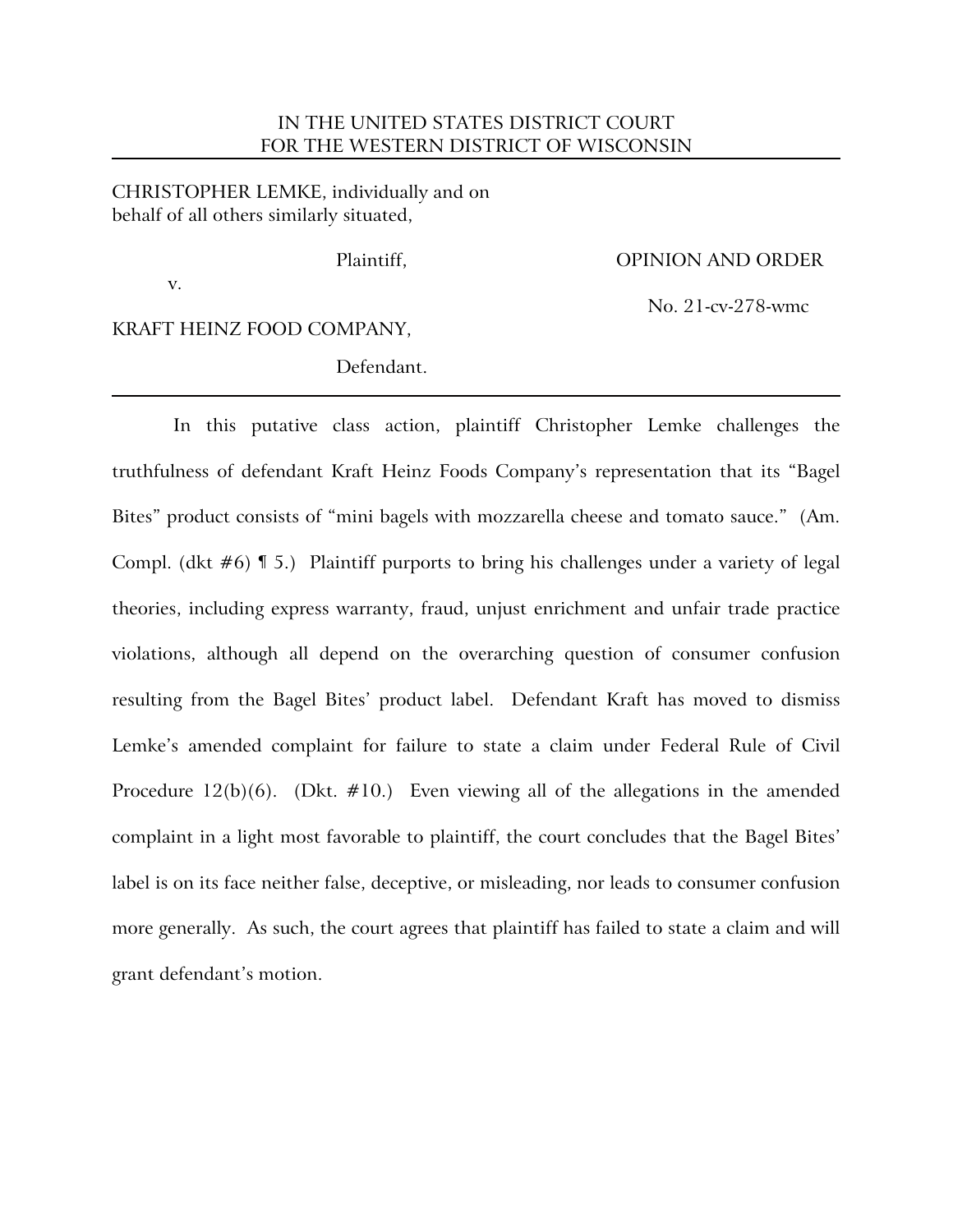IN THE UNITED STATES DISTRICT COURT
FOR THE WESTERN DISTRICT OF WISCONSIN

---

CHRISTOPHER LEMKE, individually and on behalf of all others similarly situated,

Plaintiff,

v.

KRAFT HEINZ FOOD COMPANY,

Defendant.

OPINION AND ORDER

No. 21-cv-278-wmc

---

In this putative class action, plaintiff Christopher Lemke challenges the truthfulness of defendant Kraft Heinz Foods Company's representation that its "Bagel Bites" product consists of "mini bagels with mozzarella cheese and tomato sauce." (Am. Compl. (dkt #6) ¶ 5.) Plaintiff purports to bring his challenges under a variety of legal theories, including express warranty, fraud, unjust enrichment and unfair trade practice violations, although all depend on the overarching question of consumer confusion resulting from the Bagel Bites' product label. Defendant Kraft has moved to dismiss Lemke's amended complaint for failure to state a claim under Federal Rule of Civil Procedure 12(b)(6). (Dkt. #10.) Even viewing all of the allegations in the amended complaint in a light most favorable to plaintiff, the court concludes that the Bagel Bites' label is on its face neither false, deceptive, or misleading, nor leads to consumer confusion more generally. As such, the court agrees that plaintiff has failed to state a claim and will grant defendant's motion.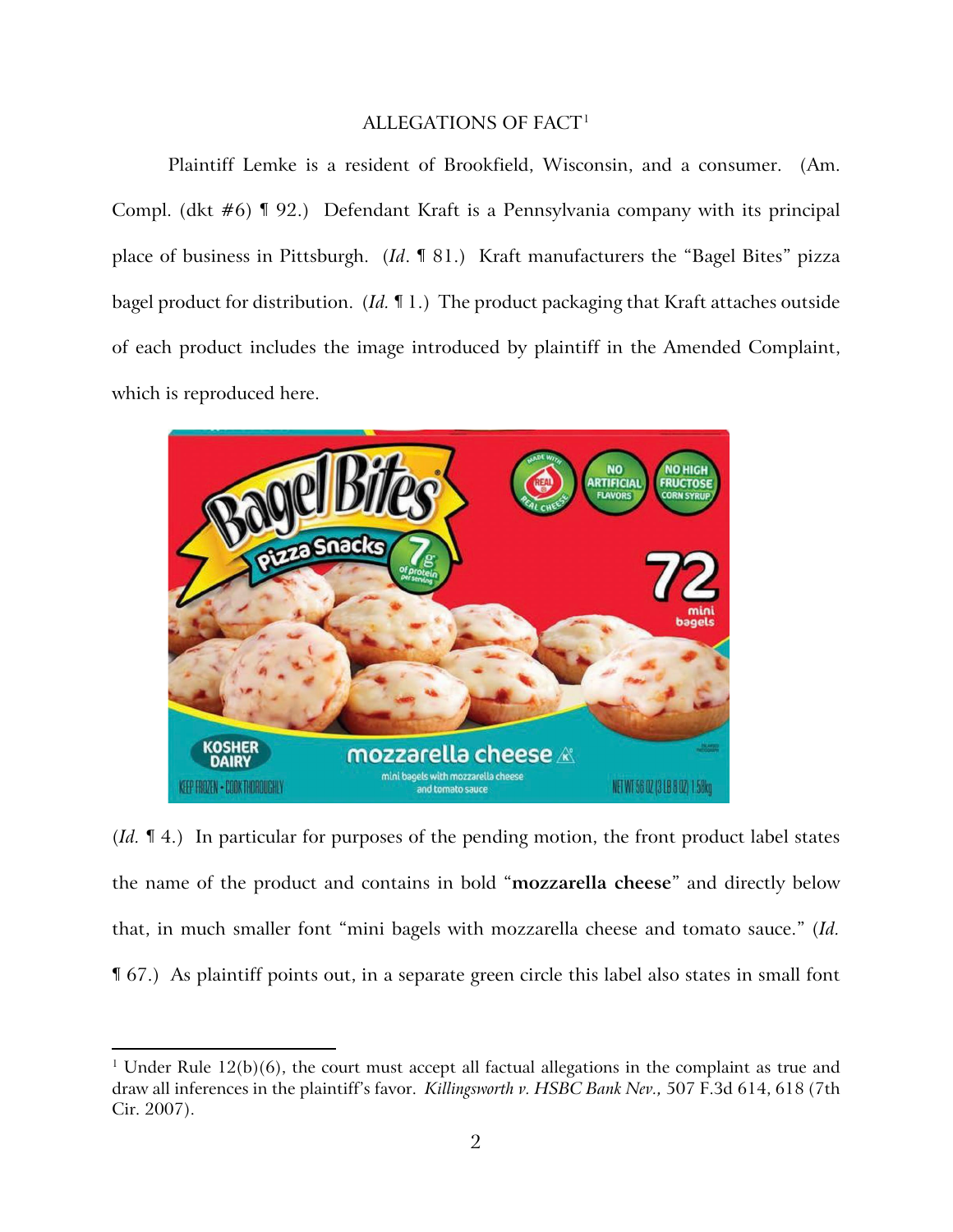## ALLEGATIONS OF FACT[1]

Plaintiff Lemke is a resident of Brookfield, Wisconsin, and a consumer. (Am. Compl. (dkt #6) ¶ 92.) Defendant Kraft is a Pennsylvania company with its principal place of business in Pittsburgh. (*Id*. ¶ 81.) Kraft manufacturers the "Bagel Bites" pizza bagel product for distribution. (*Id.* ¶ 1.) The product packaging that Kraft attaches outside of each product includes the image introduced by plaintiff in the Amended Complaint, which is reproduced here.

(*Id.* ¶ 4.) In particular for purposes of the pending motion, the front product label states the name of the product and contains in bold "**mozzarella cheese**" and directly below that, in much smaller font "mini bagels with mozzarella cheese and tomato sauce." (*Id.* ¶ 67.) As plaintiff points out, in a separate green circle this label also states in small font

---

[1] Under Rule 12(b)(6), the court must accept all factual allegations in the complaint as true and draw all inferences in the plaintiff's favor. *Killingsworth v. HSBC Bank Nev.,* 507 F.3d 614, 618 (7th Cir. 2007).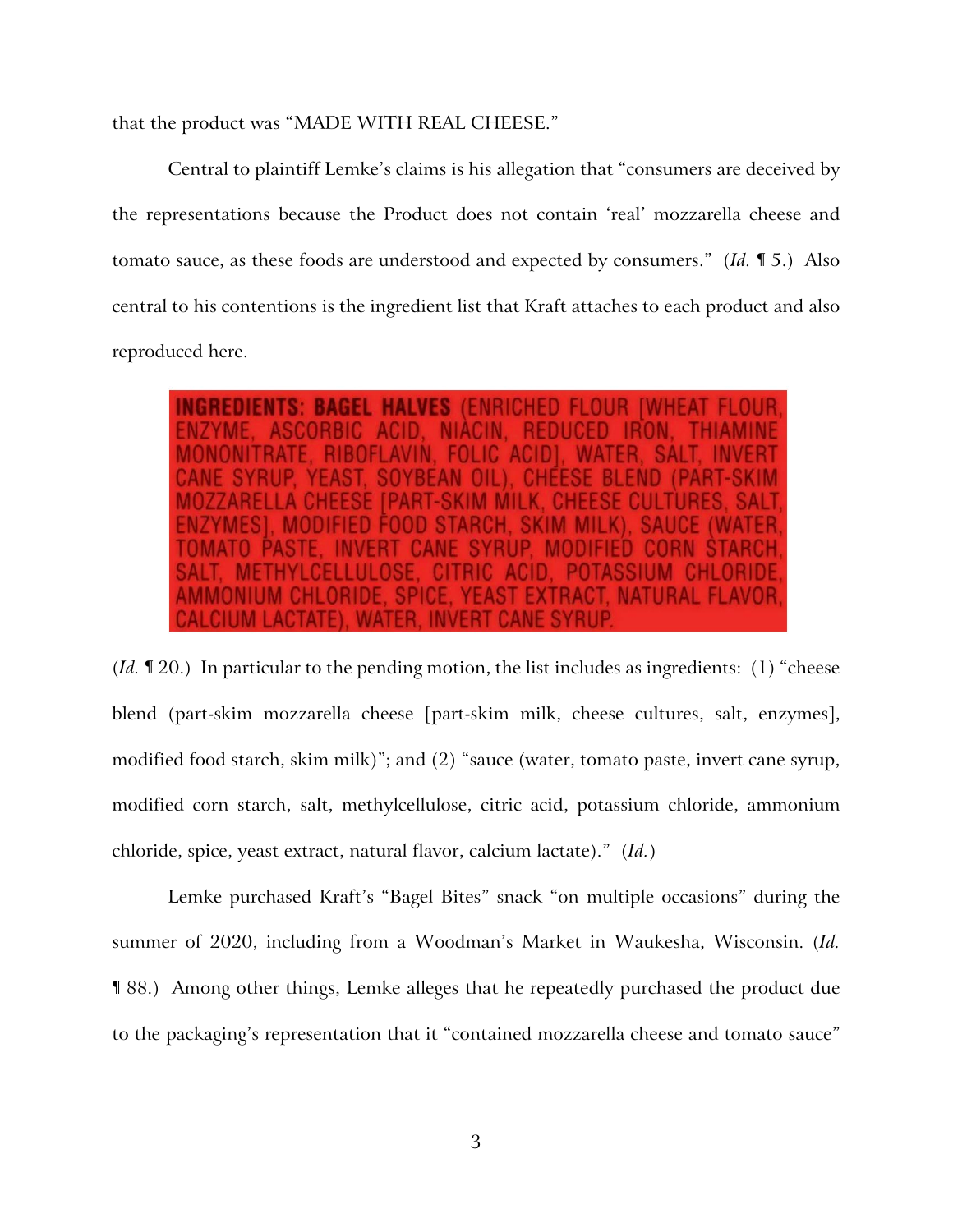that the product was "MADE WITH REAL CHEESE."

Central to plaintiff Lemke's claims is his allegation that "consumers are deceived by the representations because the Product does not contain 'real' mozzarella cheese and tomato sauce, as these foods are understood and expected by consumers." (*Id.* ¶ 5.) Also central to his contentions is the ingredient list that Kraft attaches to each product and also reproduced here.

**INGREDIENTS: BAGEL HALVES** (ENRICHED FLOUR [WHEAT FLOUR, ENZYME, ASCORBIC ACID, NIACIN, REDUCED IRON, THIAMINE MONONITRATE, RIBOFLAVIN, FOLIC ACID], WATER, SALT, INVERT CANE SYRUP, YEAST, SOYBEAN OIL), CHEESE BLEND (PART-SKIM MOZZARELLA CHEESE [PART-SKIM MILK, CHEESE CULTURES, SALT, ENZYMES], MODIFIED FOOD STARCH, SKIM MILK), SAUCE (WATER, TOMATO PASTE, INVERT CANE SYRUP, MODIFIED CORN STARCH, SALT, METHYLCELLULOSE, CITRIC ACID, POTASSIUM CHLORIDE, AMMONIUM CHLORIDE, SPICE, YEAST EXTRACT, NATURAL FLAVOR, CALCIUM LACTATE), WATER, INVERT CANE SYRUP.

(*Id.* ¶ 20.) In particular to the pending motion, the list includes as ingredients: (1) "cheese blend (part-skim mozzarella cheese [part-skim milk, cheese cultures, salt, enzymes], modified food starch, skim milk)"; and (2) "sauce (water, tomato paste, invert cane syrup, modified corn starch, salt, methylcellulose, citric acid, potassium chloride, ammonium chloride, spice, yeast extract, natural flavor, calcium lactate)." (*Id.*)

Lemke purchased Kraft's "Bagel Bites" snack "on multiple occasions" during the summer of 2020, including from a Woodman's Market in Waukesha, Wisconsin. (*Id.* ¶ 88.) Among other things, Lemke alleges that he repeatedly purchased the product due to the packaging's representation that it "contained mozzarella cheese and tomato sauce"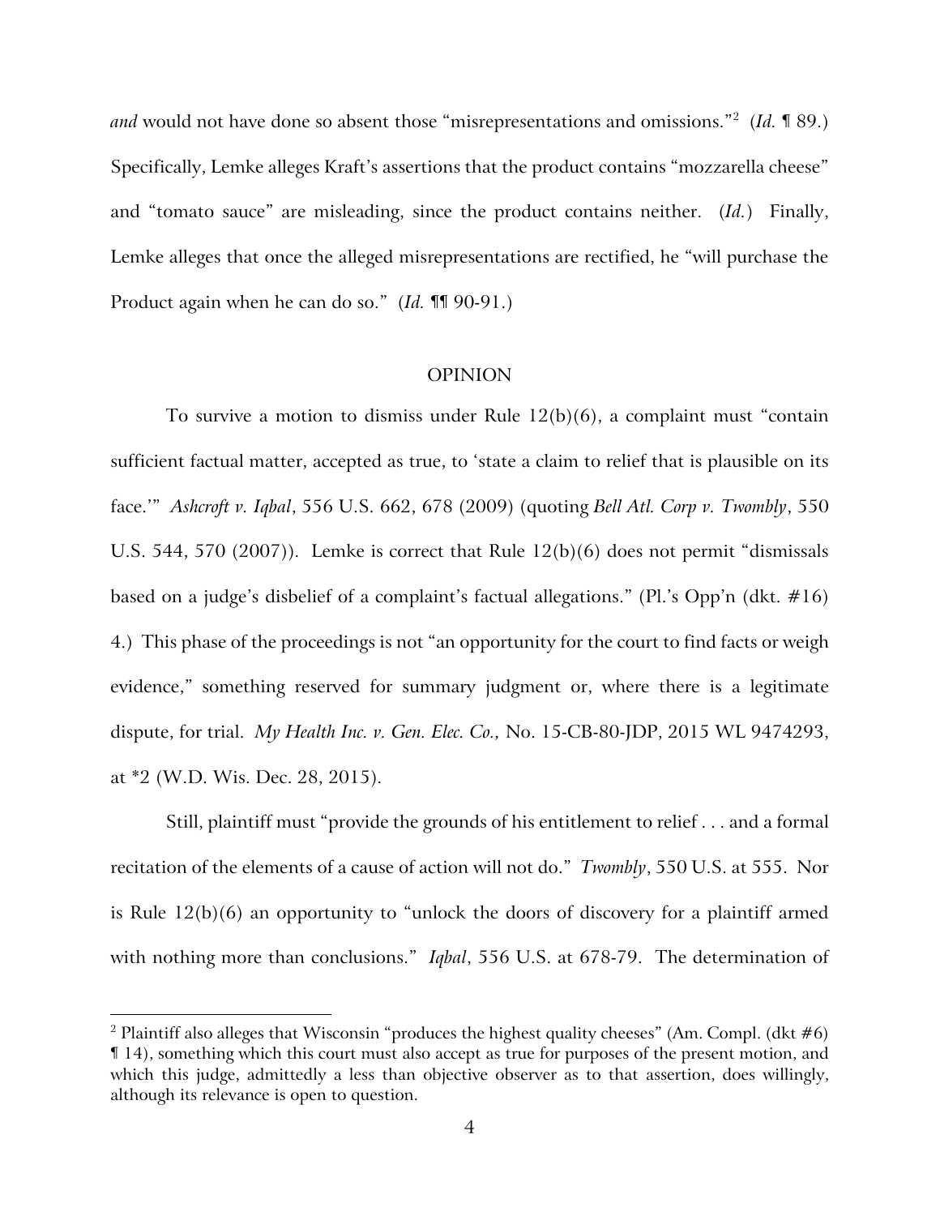*and* would not have done so absent those "misrepresentations and omissions."[2] (*Id.* ¶ 89.) Specifically, Lemke alleges Kraft's assertions that the product contains "mozzarella cheese" and "tomato sauce" are misleading, since the product contains neither. (*Id.*) Finally, Lemke alleges that once the alleged misrepresentations are rectified, he "will purchase the Product again when he can do so." (*Id.* ¶¶ 90-91.)

## OPINION

To survive a motion to dismiss under Rule 12(b)(6), a complaint must "contain sufficient factual matter, accepted as true, to 'state a claim to relief that is plausible on its face.'" *Ashcroft v. Iqbal*, 556 U.S. 662, 678 (2009) (quoting *Bell Atl. Corp v. Twombly*, 550 U.S. 544, 570 (2007)). Lemke is correct that Rule 12(b)(6) does not permit "dismissals based on a judge's disbelief of a complaint's factual allegations." (Pl.'s Opp'n (dkt. #16) 4.) This phase of the proceedings is not "an opportunity for the court to find facts or weigh evidence," something reserved for summary judgment or, where there is a legitimate dispute, for trial. *My Health Inc. v. Gen. Elec. Co.,* No. 15-CB-80-JDP, 2015 WL 9474293, at *2 (W.D. Wis. Dec. 28, 2015).

Still, plaintiff must "provide the grounds of his entitlement to relief . . . and a formal recitation of the elements of a cause of action will not do." *Twombly*, 550 U.S. at 555. Nor is Rule 12(b)(6) an opportunity to "unlock the doors of discovery for a plaintiff armed with nothing more than conclusions." *Iqbal*, 556 U.S. at 678-79. The determination of

---

[2] Plaintiff also alleges that Wisconsin "produces the highest quality cheeses" (Am. Compl. (dkt #6) ¶ 14), something which this court must also accept as true for purposes of the present motion, and which this judge, admittedly a less than objective observer as to that assertion, does willingly, although its relevance is open to question.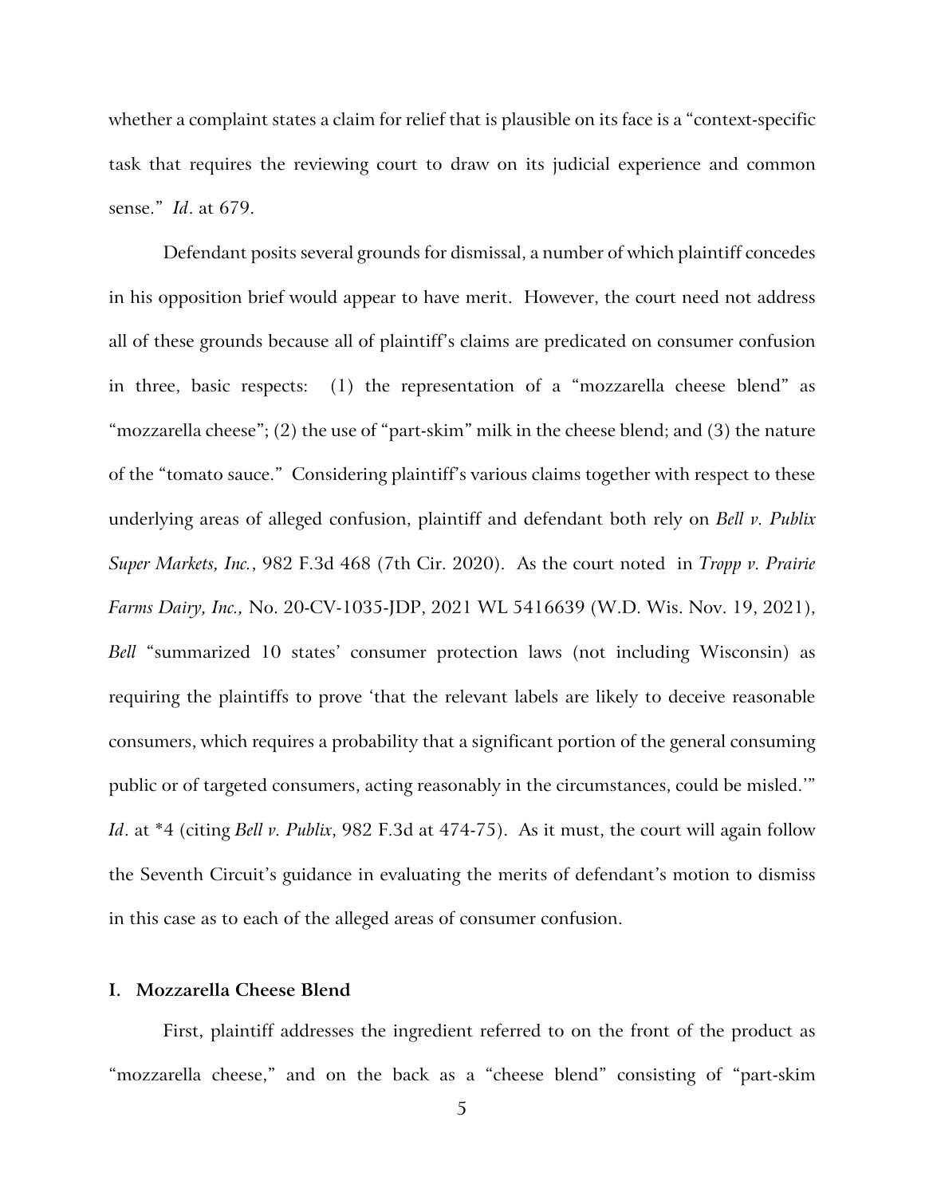whether a complaint states a claim for relief that is plausible on its face is a "context-specific task that requires the reviewing court to draw on its judicial experience and common sense." *Id*. at 679.

Defendant posits several grounds for dismissal, a number of which plaintiff concedes in his opposition brief would appear to have merit. However, the court need not address all of these grounds because all of plaintiff's claims are predicated on consumer confusion in three, basic respects: (1) the representation of a "mozzarella cheese blend" as "mozzarella cheese"; (2) the use of "part-skim" milk in the cheese blend; and (3) the nature of the "tomato sauce." Considering plaintiff's various claims together with respect to these underlying areas of alleged confusion, plaintiff and defendant both rely on *Bell v. Publix Super Markets, Inc.*, 982 F.3d 468 (7th Cir. 2020). As the court noted in *Tropp v. Prairie Farms Dairy, Inc.,* No. 20-CV-1035-JDP, 2021 WL 5416639 (W.D. Wis. Nov. 19, 2021), *Bell* "summarized 10 states' consumer protection laws (not including Wisconsin) as requiring the plaintiffs to prove 'that the relevant labels are likely to deceive reasonable consumers, which requires a probability that a significant portion of the general consuming public or of targeted consumers, acting reasonably in the circumstances, could be misled.'" *Id*. at *4 (citing *Bell v. Publix*, 982 F.3d at 474-75). As it must, the court will again follow the Seventh Circuit's guidance in evaluating the merits of defendant's motion to dismiss in this case as to each of the alleged areas of consumer confusion.

## I. Mozzarella Cheese Blend

First, plaintiff addresses the ingredient referred to on the front of the product as "mozzarella cheese," and on the back as a "cheese blend" consisting of "part-skim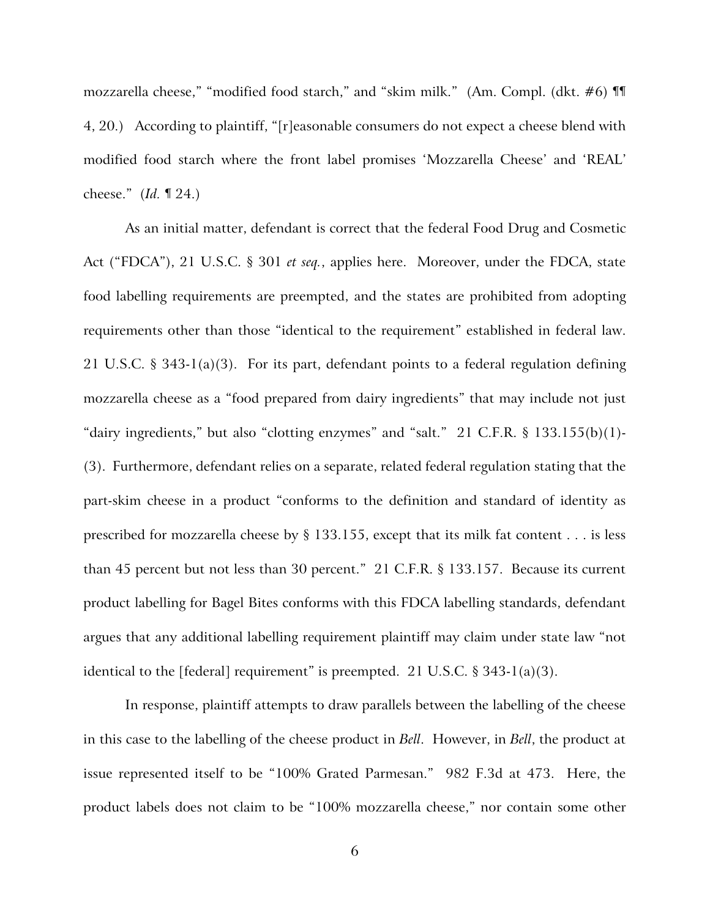mozzarella cheese," "modified food starch," and "skim milk." (Am. Compl. (dkt. #6) ¶¶ 4, 20.) According to plaintiff, "[r]easonable consumers do not expect a cheese blend with modified food starch where the front label promises 'Mozzarella Cheese' and 'REAL' cheese." (*Id.* ¶ 24.)

As an initial matter, defendant is correct that the federal Food Drug and Cosmetic Act ("FDCA"), 21 U.S.C. § 301 *et seq.*, applies here. Moreover, under the FDCA, state food labelling requirements are preempted, and the states are prohibited from adopting requirements other than those "identical to the requirement" established in federal law. 21 U.S.C. § 343-1(a)(3). For its part, defendant points to a federal regulation defining mozzarella cheese as a "food prepared from dairy ingredients" that may include not just "dairy ingredients," but also "clotting enzymes" and "salt." 21 C.F.R. § 133.155(b)(1)-(3). Furthermore, defendant relies on a separate, related federal regulation stating that the part-skim cheese in a product "conforms to the definition and standard of identity as prescribed for mozzarella cheese by § 133.155, except that its milk fat content . . . is less than 45 percent but not less than 30 percent." 21 C.F.R. § 133.157. Because its current product labelling for Bagel Bites conforms with this FDCA labelling standards, defendant argues that any additional labelling requirement plaintiff may claim under state law "not identical to the [federal] requirement" is preempted. 21 U.S.C. § 343-1(a)(3).

In response, plaintiff attempts to draw parallels between the labelling of the cheese in this case to the labelling of the cheese product in *Bell*. However, in *Bell*, the product at issue represented itself to be "100% Grated Parmesan." 982 F.3d at 473. Here, the product labels does not claim to be "100% mozzarella cheese," nor contain some other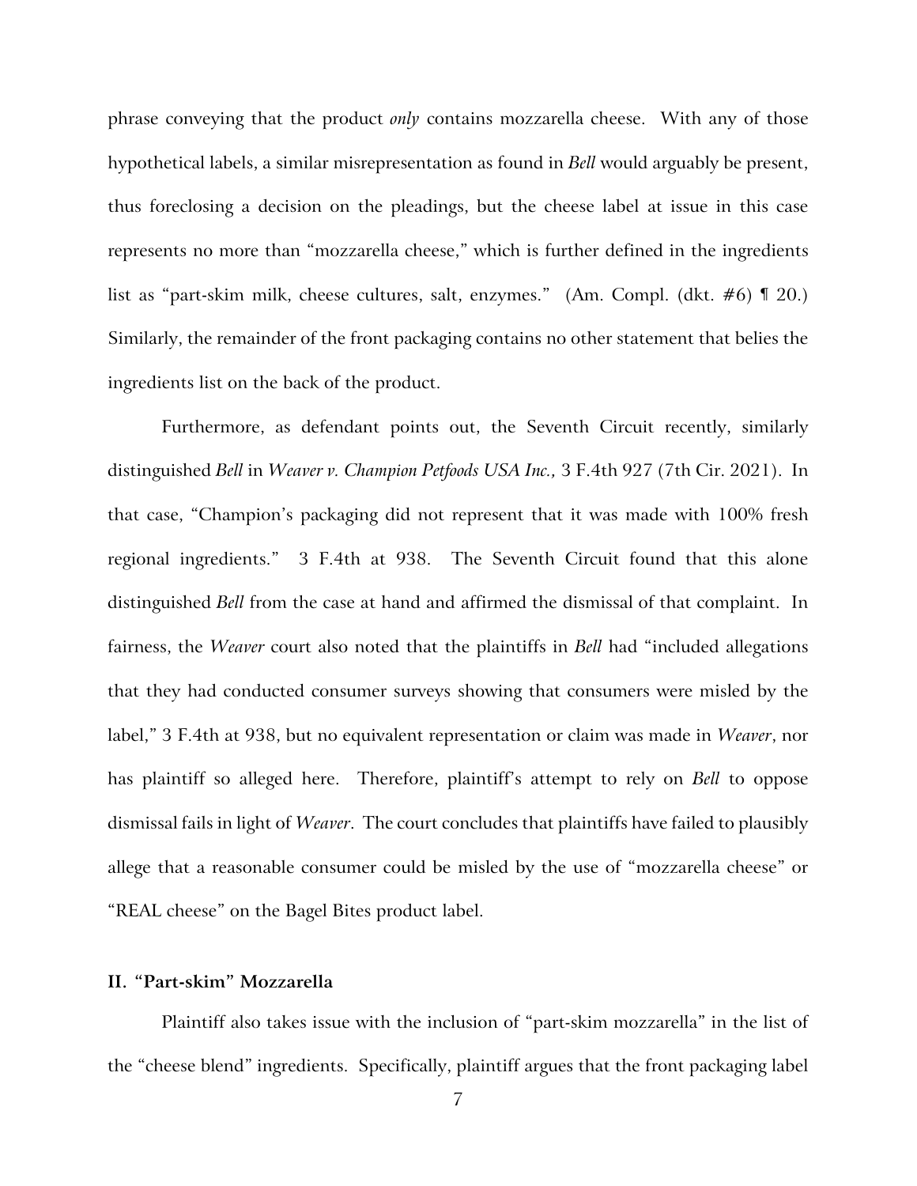phrase conveying that the product *only* contains mozzarella cheese. With any of those hypothetical labels, a similar misrepresentation as found in *Bell* would arguably be present, thus foreclosing a decision on the pleadings, but the cheese label at issue in this case represents no more than "mozzarella cheese," which is further defined in the ingredients list as "part-skim milk, cheese cultures, salt, enzymes." (Am. Compl. (dkt. #6) ¶ 20.) Similarly, the remainder of the front packaging contains no other statement that belies the ingredients list on the back of the product.

Furthermore, as defendant points out, the Seventh Circuit recently, similarly distinguished *Bell* in *Weaver v. Champion Petfoods USA Inc.,* 3 F.4th 927 (7th Cir. 2021). In that case, "Champion's packaging did not represent that it was made with 100% fresh regional ingredients." 3 F.4th at 938. The Seventh Circuit found that this alone distinguished *Bell* from the case at hand and affirmed the dismissal of that complaint. In fairness, the *Weaver* court also noted that the plaintiffs in *Bell* had "included allegations that they had conducted consumer surveys showing that consumers were misled by the label," 3 F.4th at 938, but no equivalent representation or claim was made in *Weaver*, nor has plaintiff so alleged here. Therefore, plaintiff's attempt to rely on *Bell* to oppose dismissal fails in light of *Weaver*. The court concludes that plaintiffs have failed to plausibly allege that a reasonable consumer could be misled by the use of "mozzarella cheese" or "REAL cheese" on the Bagel Bites product label.

## II. "Part-skim" Mozzarella

Plaintiff also takes issue with the inclusion of "part-skim mozzarella" in the list of the "cheese blend" ingredients. Specifically, plaintiff argues that the front packaging label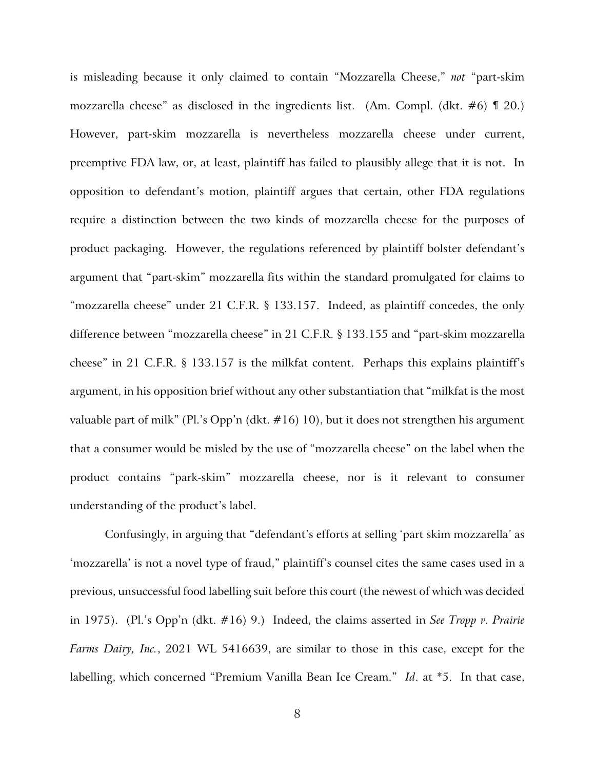is misleading because it only claimed to contain "Mozzarella Cheese," *not* "part-skim mozzarella cheese" as disclosed in the ingredients list. (Am. Compl. (dkt. #6) ¶ 20.) However, part-skim mozzarella is nevertheless mozzarella cheese under current, preemptive FDA law, or, at least, plaintiff has failed to plausibly allege that it is not. In opposition to defendant's motion, plaintiff argues that certain, other FDA regulations require a distinction between the two kinds of mozzarella cheese for the purposes of product packaging. However, the regulations referenced by plaintiff bolster defendant's argument that "part-skim" mozzarella fits within the standard promulgated for claims to "mozzarella cheese" under 21 C.F.R. § 133.157. Indeed, as plaintiff concedes, the only difference between "mozzarella cheese" in 21 C.F.R. § 133.155 and "part-skim mozzarella cheese" in 21 C.F.R. § 133.157 is the milkfat content. Perhaps this explains plaintiff's argument, in his opposition brief without any other substantiation that "milkfat is the most valuable part of milk" (Pl.'s Opp'n (dkt. #16) 10), but it does not strengthen his argument that a consumer would be misled by the use of "mozzarella cheese" on the label when the product contains "park-skim" mozzarella cheese, nor is it relevant to consumer understanding of the product's label.

Confusingly, in arguing that "defendant's efforts at selling 'part skim mozzarella' as 'mozzarella' is not a novel type of fraud," plaintiff's counsel cites the same cases used in a previous, unsuccessful food labelling suit before this court (the newest of which was decided in 1975). (Pl.'s Opp'n (dkt. #16) 9.) Indeed, the claims asserted in *See Tropp v. Prairie Farms Dairy, Inc.*, 2021 WL 5416639, are similar to those in this case, except for the labelling, which concerned "Premium Vanilla Bean Ice Cream." *Id*. at *5. In that case,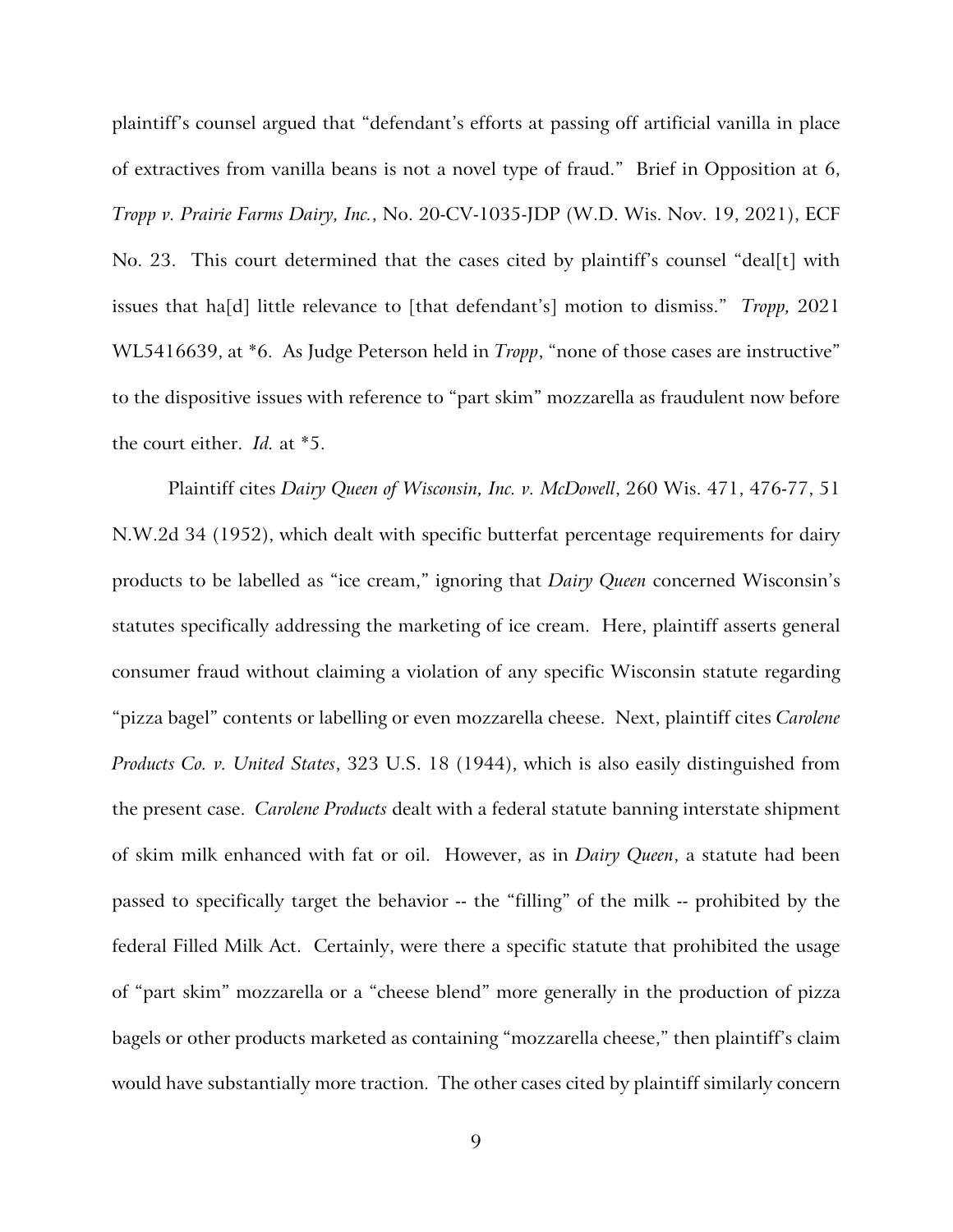plaintiff's counsel argued that "defendant's efforts at passing off artificial vanilla in place of extractives from vanilla beans is not a novel type of fraud." Brief in Opposition at 6, *Tropp v. Prairie Farms Dairy, Inc.*, No. 20-CV-1035-JDP (W.D. Wis. Nov. 19, 2021), ECF No. 23. This court determined that the cases cited by plaintiff's counsel "deal[t] with issues that ha[d] little relevance to [that defendant's] motion to dismiss." *Tropp,* 2021 WL5416639, at *6. As Judge Peterson held in *Tropp*, "none of those cases are instructive" to the dispositive issues with reference to "part skim" mozzarella as fraudulent now before the court either. *Id.* at *5.

Plaintiff cites *Dairy Queen of Wisconsin, Inc. v. McDowell*, 260 Wis. 471, 476-77, 51 N.W.2d 34 (1952), which dealt with specific butterfat percentage requirements for dairy products to be labelled as "ice cream," ignoring that *Dairy Queen* concerned Wisconsin's statutes specifically addressing the marketing of ice cream. Here, plaintiff asserts general consumer fraud without claiming a violation of any specific Wisconsin statute regarding "pizza bagel" contents or labelling or even mozzarella cheese. Next, plaintiff cites *Carolene Products Co. v. United States*, 323 U.S. 18 (1944), which is also easily distinguished from the present case. *Carolene Products* dealt with a federal statute banning interstate shipment of skim milk enhanced with fat or oil. However, as in *Dairy Queen*, a statute had been passed to specifically target the behavior -- the "filling" of the milk -- prohibited by the federal Filled Milk Act. Certainly, were there a specific statute that prohibited the usage of "part skim" mozzarella or a "cheese blend" more generally in the production of pizza bagels or other products marketed as containing "mozzarella cheese," then plaintiff's claim would have substantially more traction. The other cases cited by plaintiff similarly concern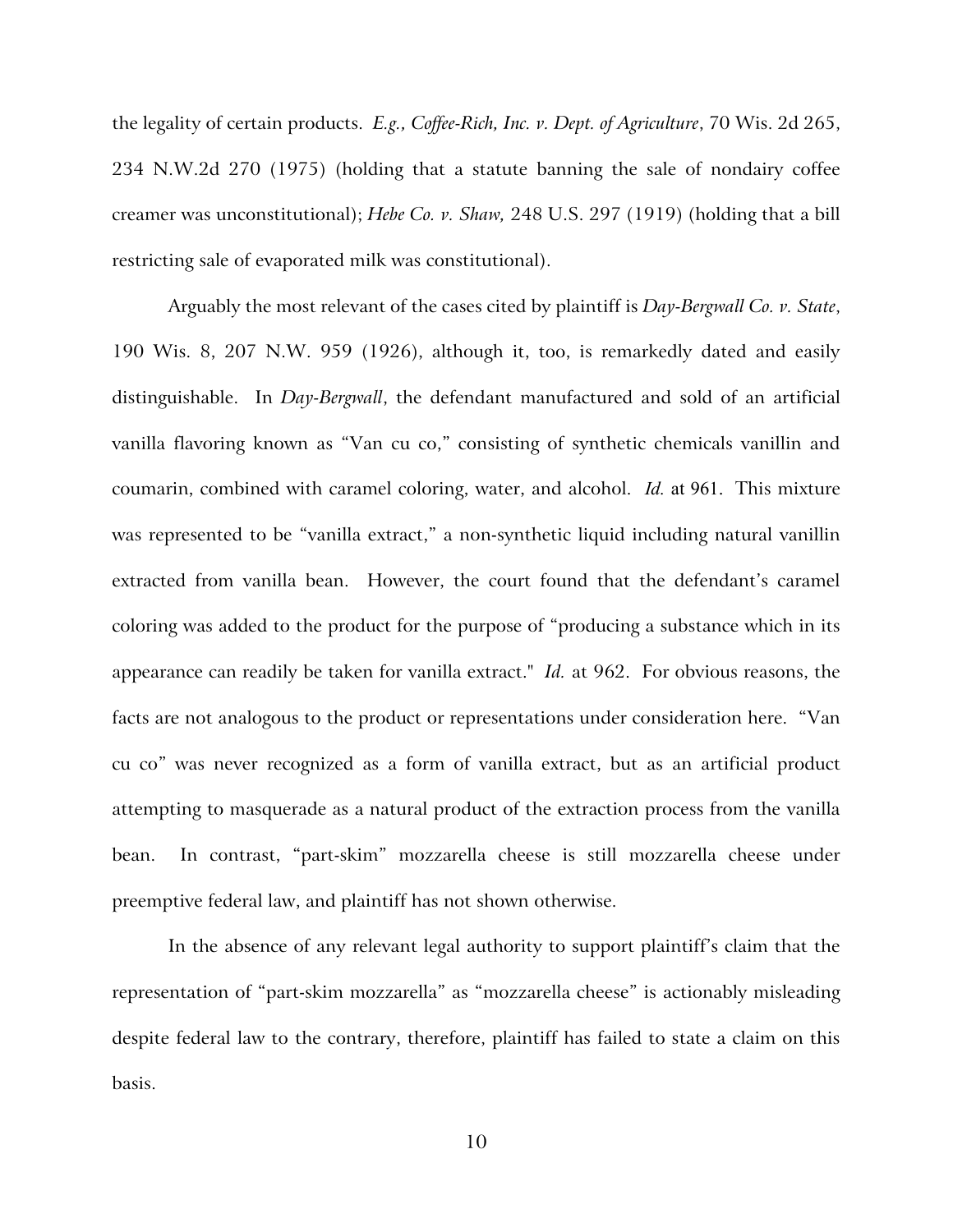the legality of certain products. *E.g., Coffee-Rich, Inc. v. Dept. of Agriculture*, 70 Wis. 2d 265, 234 N.W.2d 270 (1975) (holding that a statute banning the sale of nondairy coffee creamer was unconstitutional); *Hebe Co. v. Shaw,* 248 U.S. 297 (1919) (holding that a bill restricting sale of evaporated milk was constitutional).

Arguably the most relevant of the cases cited by plaintiff is *Day-Bergwall Co. v. State*, 190 Wis. 8, 207 N.W. 959 (1926), although it, too, is remarkedly dated and easily distinguishable. In *Day-Bergwall*, the defendant manufactured and sold of an artificial vanilla flavoring known as "Van cu co," consisting of synthetic chemicals vanillin and coumarin, combined with caramel coloring, water, and alcohol. *Id.* at 961. This mixture was represented to be "vanilla extract," a non-synthetic liquid including natural vanillin extracted from vanilla bean. However, the court found that the defendant's caramel coloring was added to the product for the purpose of "producing a substance which in its appearance can readily be taken for vanilla extract." *Id.* at 962. For obvious reasons, the facts are not analogous to the product or representations under consideration here. "Van cu co" was never recognized as a form of vanilla extract, but as an artificial product attempting to masquerade as a natural product of the extraction process from the vanilla bean. In contrast, "part-skim" mozzarella cheese is still mozzarella cheese under preemptive federal law, and plaintiff has not shown otherwise.

In the absence of any relevant legal authority to support plaintiff's claim that the representation of "part-skim mozzarella" as "mozzarella cheese" is actionably misleading despite federal law to the contrary, therefore, plaintiff has failed to state a claim on this basis.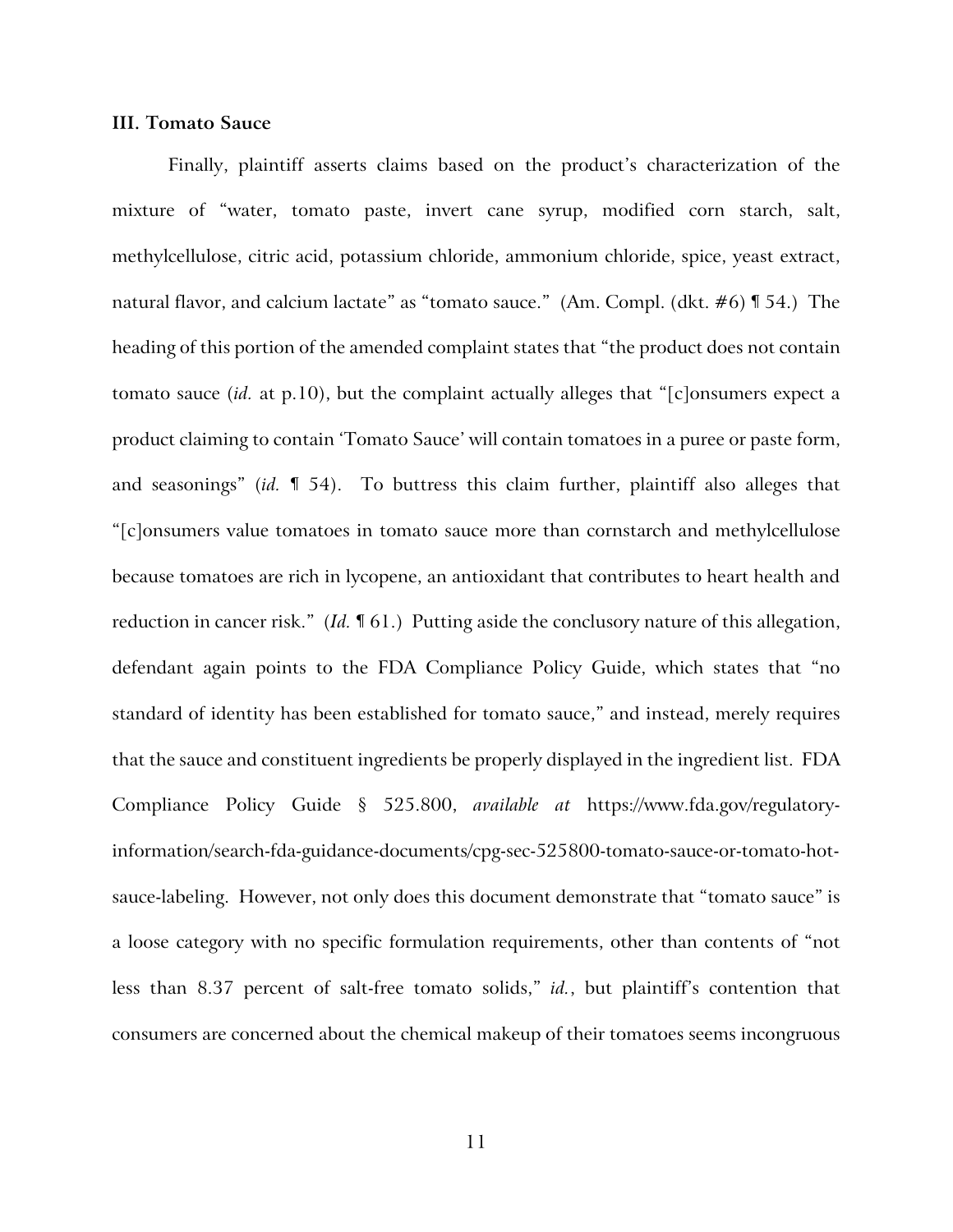### III. Tomato Sauce

Finally, plaintiff asserts claims based on the product's characterization of the mixture of "water, tomato paste, invert cane syrup, modified corn starch, salt, methylcellulose, citric acid, potassium chloride, ammonium chloride, spice, yeast extract, natural flavor, and calcium lactate" as "tomato sauce." (Am. Compl. (dkt. #6) ¶ 54.) The heading of this portion of the amended complaint states that "the product does not contain tomato sauce (*id.* at p.10), but the complaint actually alleges that "[c]onsumers expect a product claiming to contain 'Tomato Sauce' will contain tomatoes in a puree or paste form, and seasonings" (*id.* ¶ 54). To buttress this claim further, plaintiff also alleges that "[c]onsumers value tomatoes in tomato sauce more than cornstarch and methylcellulose because tomatoes are rich in lycopene, an antioxidant that contributes to heart health and reduction in cancer risk." (*Id.* ¶ 61.) Putting aside the conclusory nature of this allegation, defendant again points to the FDA Compliance Policy Guide, which states that "no standard of identity has been established for tomato sauce," and instead, merely requires that the sauce and constituent ingredients be properly displayed in the ingredient list. FDA Compliance Policy Guide § 525.800, *available at* https://www.fda.gov/regulatory-information/search-fda-guidance-documents/cpg-sec-525800-tomato-sauce-or-tomato-hot-sauce-labeling. However, not only does this document demonstrate that "tomato sauce" is a loose category with no specific formulation requirements, other than contents of "not less than 8.37 percent of salt-free tomato solids," *id.*, but plaintiff's contention that consumers are concerned about the chemical makeup of their tomatoes seems incongruous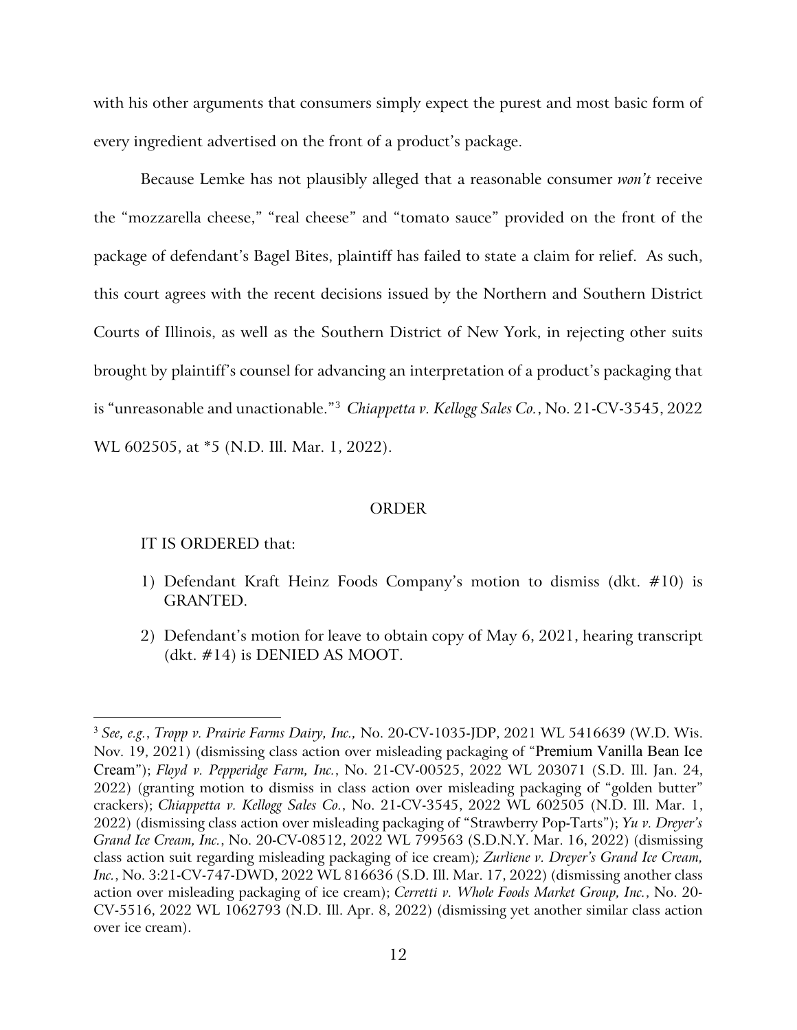with his other arguments that consumers simply expect the purest and most basic form of every ingredient advertised on the front of a product's package.

Because Lemke has not plausibly alleged that a reasonable consumer *won't* receive the "mozzarella cheese," "real cheese" and "tomato sauce" provided on the front of the package of defendant's Bagel Bites, plaintiff has failed to state a claim for relief. As such, this court agrees with the recent decisions issued by the Northern and Southern District Courts of Illinois, as well as the Southern District of New York, in rejecting other suits brought by plaintiff's counsel for advancing an interpretation of a product's packaging that is "unreasonable and unactionable."[3] *Chiappetta v. Kellogg Sales Co.*, No. 21-CV-3545, 2022 WL 602505, at *5 (N.D. Ill. Mar. 1, 2022).

## ORDER

IT IS ORDERED that:

1) Defendant Kraft Heinz Foods Company's motion to dismiss (dkt. #10) is GRANTED.
2) Defendant's motion for leave to obtain copy of May 6, 2021, hearing transcript (dkt. #14) is DENIED AS MOOT.

---

[3] *See, e.g.*, *Tropp v. Prairie Farms Dairy, Inc.,* No. 20-CV-1035-JDP, 2021 WL 5416639 (W.D. Wis. Nov. 19, 2021) (dismissing class action over misleading packaging of "Premium Vanilla Bean Ice Cream"); *Floyd v. Pepperidge Farm, Inc.*, No. 21-CV-00525, 2022 WL 203071 (S.D. Ill. Jan. 24, 2022) (granting motion to dismiss in class action over misleading packaging of "golden butter" crackers); *Chiappetta v. Kellogg Sales Co.*, No. 21-CV-3545, 2022 WL 602505 (N.D. Ill. Mar. 1, 2022) (dismissing class action over misleading packaging of "Strawberry Pop-Tarts"); *Yu v. Dreyer's Grand Ice Cream, Inc.*, No. 20-CV-08512, 2022 WL 799563 (S.D.N.Y. Mar. 16, 2022) (dismissing class action suit regarding misleading packaging of ice cream); *Zurliene v. Dreyer's Grand Ice Cream, Inc.*, No. 3:21-CV-747-DWD, 2022 WL 816636 (S.D. Ill. Mar. 17, 2022) (dismissing another class action over misleading packaging of ice cream); *Cerretti v. Whole Foods Market Group, Inc.*, No. 20-CV-5516, 2022 WL 1062793 (N.D. Ill. Apr. 8, 2022) (dismissing yet another similar class action over ice cream).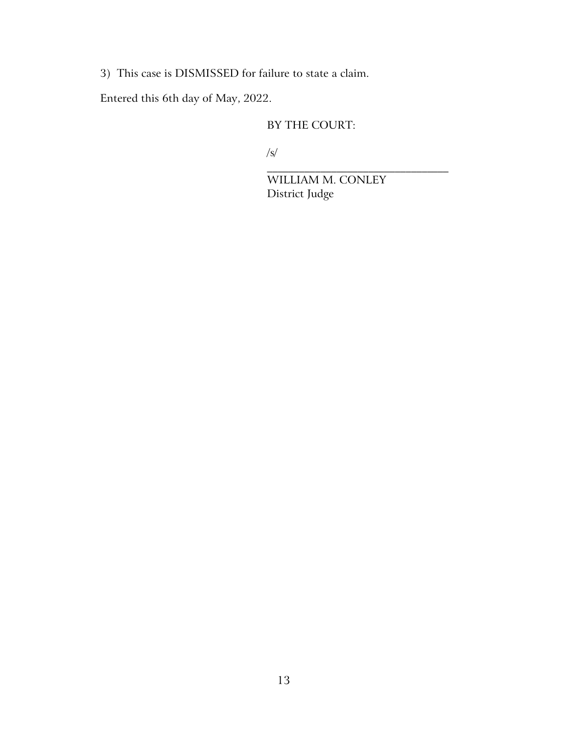3) This case is DISMISSED for failure to state a claim.

Entered this 6th day of May, 2022.

BY THE COURT:

/s/

________________________________

WILLIAM M. CONLEY
District Judge